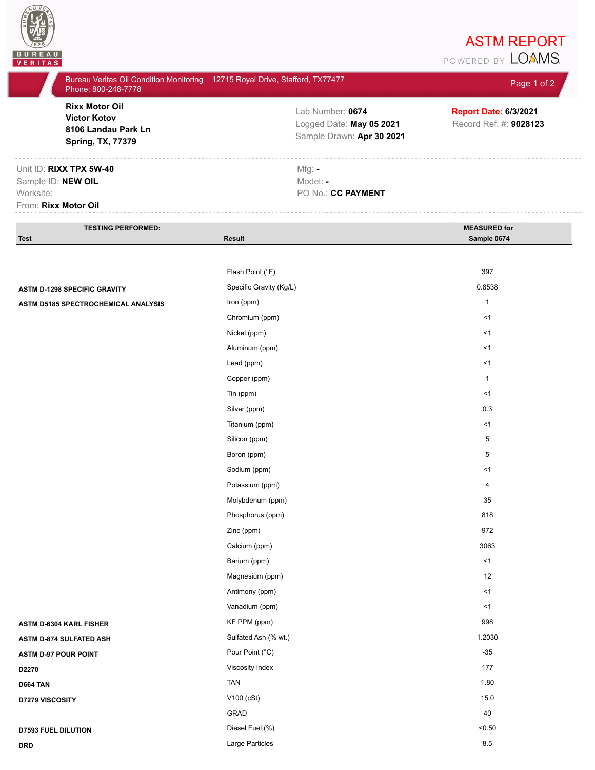# ASTM REPORT

POWERED BY LOAMS

Bureau Veritas Oil Condition Monitoring 12715 Royal Drive, Stafford, TX77477
Phone: 800-248-7778

**Rixx Motor Oil**
**Victor Kotov**
**8106 Landau Park Ln**
**Spring, TX, 77379**

Lab Number: **0674**
Logged Date: **May 05 2021**
Sample Drawn: **Apr 30 2021**

**Report Date: 6/3/2021**
Record Ref. #: **9028123**

Unit ID: **RIXX TPX 5W-40**
Sample ID: **NEW OIL**
Worksite:
From: **Rixx Motor Oil**

Mfg: **-**
Model: **-**
PO No.: **CC PAYMENT**

| TESTING PERFORMED: Test | Result | MEASURED for Sample 0674 |
|---|---|---|
| | Flash Point (°F) | 397 |
| **ASTM D-1298 SPECIFIC GRAVITY** | Specific Gravity (Kg/L) | 0.8538 |
| **ASTM D5185 SPECTROCHEMICAL ANALYSIS** | Iron (ppm) | 1 |
| | Chromium (ppm) | <1 |
| | Nickel (ppm) | <1 |
| | Aluminum (ppm) | <1 |
| | Lead (ppm) | <1 |
| | Copper (ppm) | 1 |
| | Tin (ppm) | <1 |
| | Silver (ppm) | 0.3 |
| | Titanium (ppm) | <1 |
| | Silicon (ppm) | 5 |
| | Boron (ppm) | 5 |
| | Sodium (ppm) | <1 |
| | Potassium (ppm) | 4 |
| | Molybdenum (ppm) | 35 |
| | Phosphorus (ppm) | 818 |
| | Zinc (ppm) | 972 |
| | Calcium (ppm) | 3063 |
| | Barium (ppm) | <1 |
| | Magnesium (ppm) | 12 |
| | Antimony (ppm) | <1 |
| | Vanadium (ppm) | <1 |
| **ASTM D-6304 KARL FISHER** | KF PPM (ppm) | 998 |
| **ASTM D-874 SULFATED ASH** | Sulfated Ash (% wt.) | 1.2030 |
| **ASTM D-97 POUR POINT** | Pour Point (°C) | -35 |
| **D2270** | Viscosity Index | 177 |
| **D664 TAN** | TAN | 1.80 |
| **D7279 VISCOSITY** | V100 (cSt) | 15.0 |
| | GRAD | 40 |
| **D7593 FUEL DILUTION** | Diesel Fuel (%) | <0.50 |
| **DRD** | Large Particles | 8.5 |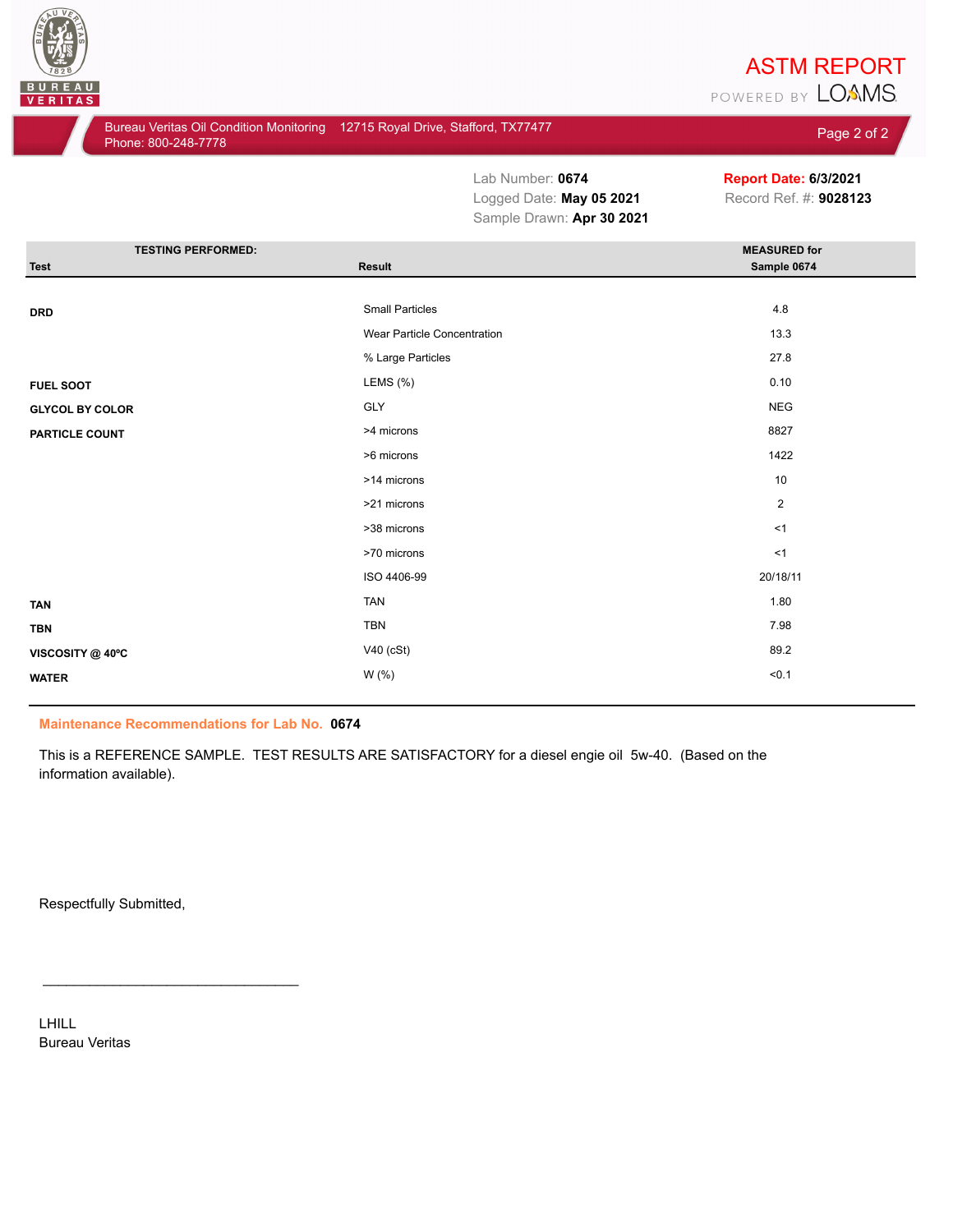# ASTM REPORT

POWERED BY LOAMS

Bureau Veritas Oil Condition Monitoring 12715 Royal Drive, Stafford, TX77477
Phone: 800-248-7778

Lab Number: **0674**
Logged Date: **May 05 2021**
Sample Drawn: **Apr 30 2021**

**Report Date: 6/3/2021**
Record Ref. #: **9028123**

| TESTING PERFORMED: Test | Result | MEASURED for Sample 0674 |
|---|---|---|
| **DRD** | Small Particles | 4.8 |
| | Wear Particle Concentration | 13.3 |
| | % Large Particles | 27.8 |
| **FUEL SOOT** | LEMS (%) | 0.10 |
| **GLYCOL BY COLOR** | GLY | NEG |
| **PARTICLE COUNT** | >4 microns | 8827 |
| | >6 microns | 1422 |
| | >14 microns | 10 |
| | >21 microns | 2 |
| | >38 microns | <1 |
| | >70 microns | <1 |
| | ISO 4406-99 | 20/18/11 |
| **TAN** | TAN | 1.80 |
| **TBN** | TBN | 7.98 |
| **VISCOSITY @ 40ºC** | V40 (cSt) | 89.2 |
| **WATER** | W (%) | <0.1 |

**Maintenance Recommendations for Lab No. 0674**

This is a REFERENCE SAMPLE. TEST RESULTS ARE SATISFACTORY for a diesel engie oil 5w-40. (Based on the information available).

Respectfully Submitted,

_______________________________

LHILL
Bureau Veritas